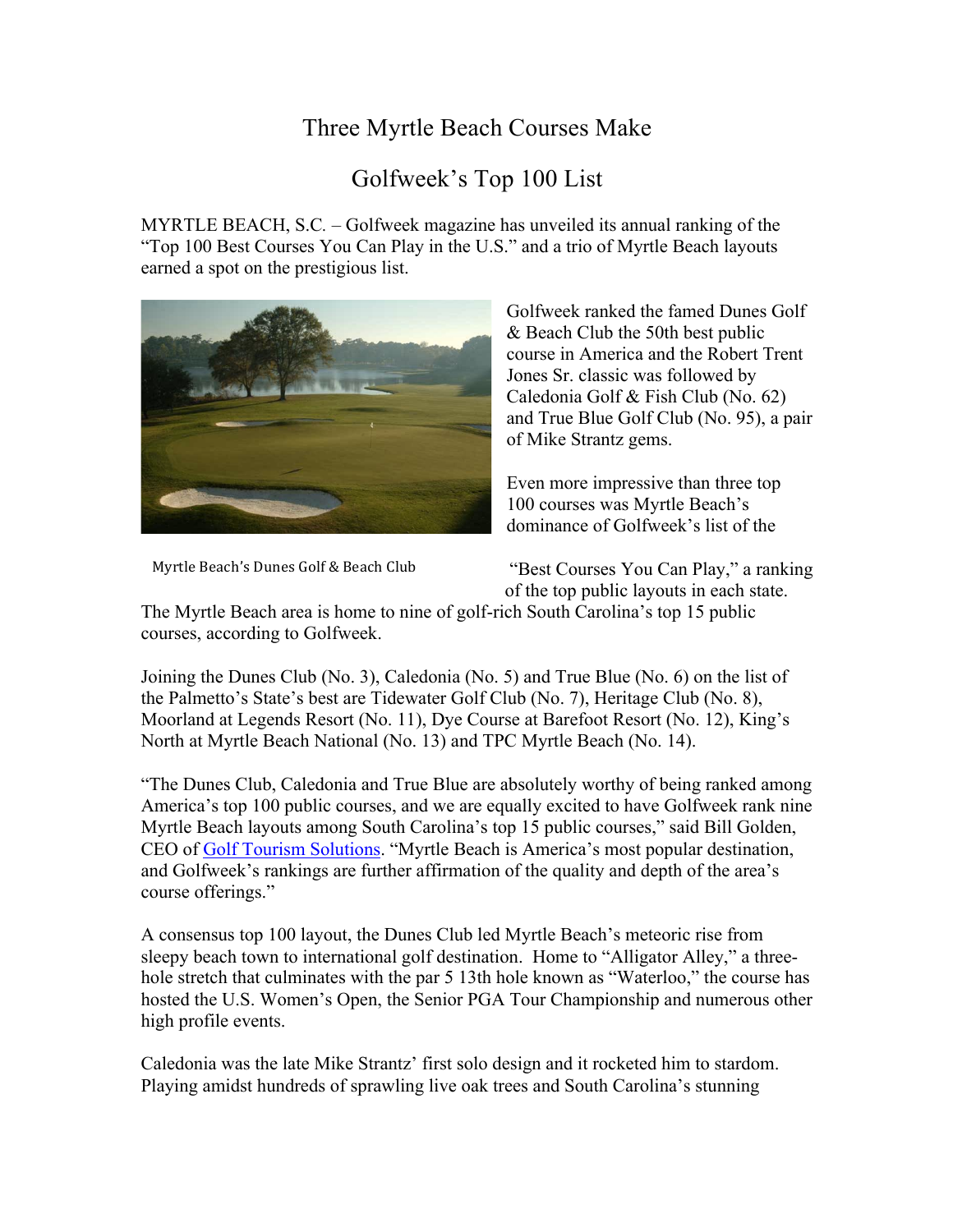# Three Myrtle Beach Courses Make Golfweek's Top 100 List

MYRTLE BEACH, S.C. – Golfweek magazine has unveiled its annual ranking of the "Top 100 Best Courses You Can Play in the U.S." and a trio of Myrtle Beach layouts earned a spot on the prestigious list.

Myrtle Beach's Dunes Golf & Beach Club

Golfweek ranked the famed Dunes Golf & Beach Club the 50th best public course in America and the Robert Trent Jones Sr. classic was followed by Caledonia Golf & Fish Club (No. 62) and True Blue Golf Club (No. 95), a pair of Mike Strantz gems.

Even more impressive than three top 100 courses was Myrtle Beach's dominance of Golfweek's list of the "Best Courses You Can Play," a ranking of the top public layouts in each state. The Myrtle Beach area is home to nine of golf-rich South Carolina's top 15 public courses, according to Golfweek.

Joining the Dunes Club (No. 3), Caledonia (No. 5) and True Blue (No. 6) on the list of the Palmetto's State's best are Tidewater Golf Club (No. 7), Heritage Club (No. 8), Moorland at Legends Resort (No. 11), Dye Course at Barefoot Resort (No. 12), King's North at Myrtle Beach National (No. 13) and TPC Myrtle Beach (No. 14).

"The Dunes Club, Caledonia and True Blue are absolutely worthy of being ranked among America's top 100 public courses, and we are equally excited to have Golfweek rank nine Myrtle Beach layouts among South Carolina's top 15 public courses," said Bill Golden, CEO of Golf Tourism Solutions. "Myrtle Beach is America's most popular destination, and Golfweek's rankings are further affirmation of the quality and depth of the area's course offerings."

A consensus top 100 layout, the Dunes Club led Myrtle Beach's meteoric rise from sleepy beach town to international golf destination. Home to "Alligator Alley," a three-hole stretch that culminates with the par 5 13th hole known as "Waterloo," the course has hosted the U.S. Women's Open, the Senior PGA Tour Championship and numerous other high profile events.

Caledonia was the late Mike Strantz' first solo design and it rocketed him to stardom. Playing amidst hundreds of sprawling live oak trees and South Carolina's stunning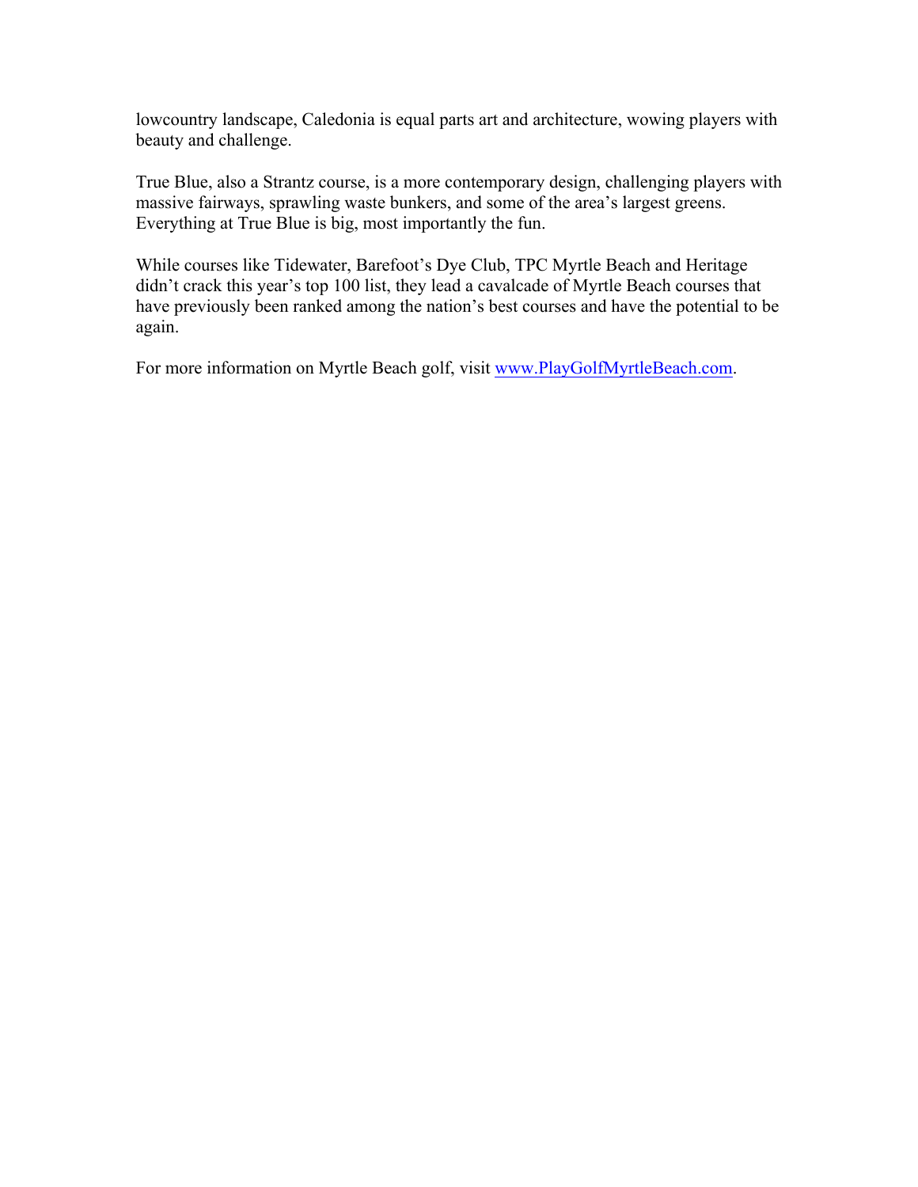lowcountry landscape, Caledonia is equal parts art and architecture, wowing players with beauty and challenge.

True Blue, also a Strantz course, is a more contemporary design, challenging players with massive fairways, sprawling waste bunkers, and some of the area's largest greens. Everything at True Blue is big, most importantly the fun.

While courses like Tidewater, Barefoot's Dye Club, TPC Myrtle Beach and Heritage didn't crack this year's top 100 list, they lead a cavalcade of Myrtle Beach courses that have previously been ranked among the nation's best courses and have the potential to be again.

For more information on Myrtle Beach golf, visit [www.PlayGolfMyrtleBeach.com](http://www.PlayGolfMyrtleBeach.com).